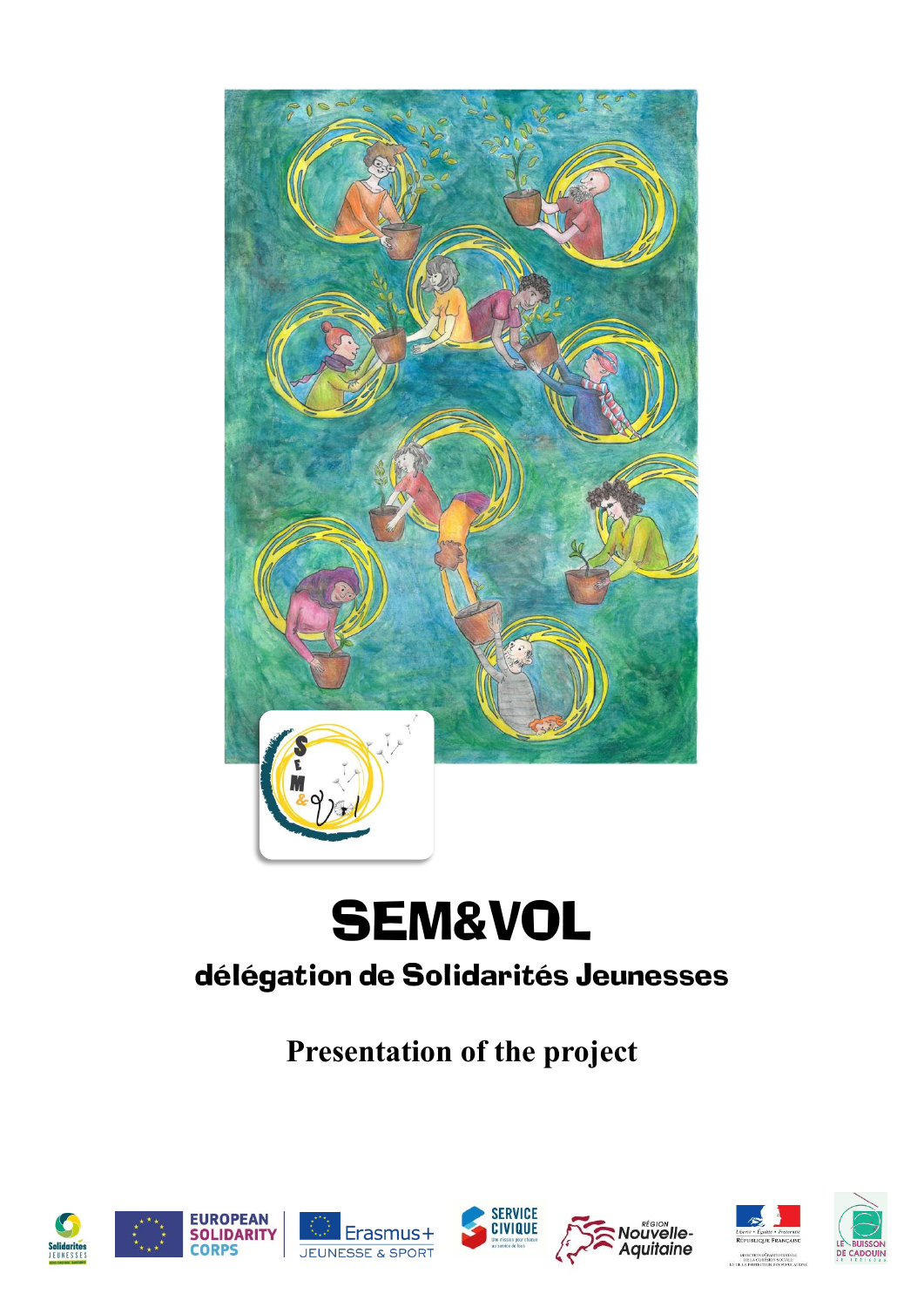# SEM&VOL

## délégation de Solidarités Jeunesses

**Presentation of the project**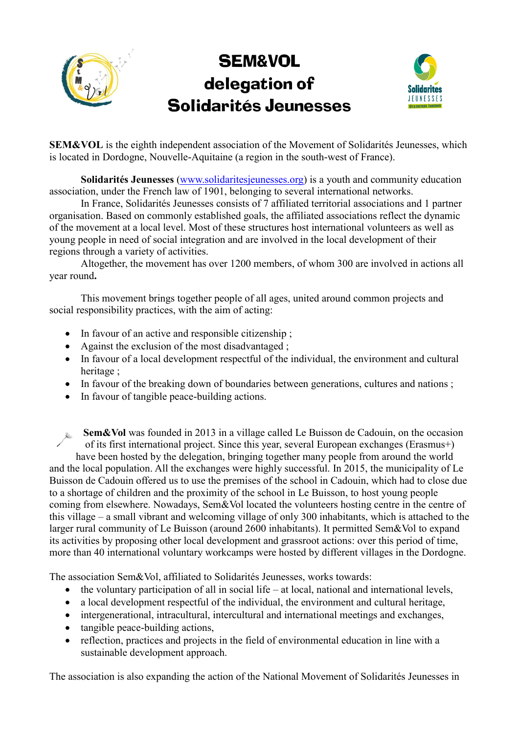# SEM&VOL delegation of Solidarités Jeunesses

**SEM&VOL** is the eighth independent association of the Movement of Solidarités Jeunesses, which is located in Dordogne, Nouvelle-Aquitaine (a region in the south-west of France).

**Solidarités Jeunesses** (www.solidaritesjeunesses.org) is a youth and community education association, under the French law of 1901, belonging to several international networks.

In France, Solidarités Jeunesses consists of 7 affiliated territorial associations and 1 partner organisation. Based on commonly established goals, the affiliated associations reflect the dynamic of the movement at a local level. Most of these structures host international volunteers as well as young people in need of social integration and are involved in the local development of their regions through a variety of activities.

Altogether, the movement has over 1200 members, of whom 300 are involved in actions all year round**.**

This movement brings together people of all ages, united around common projects and social responsibility practices, with the aim of acting:

- In favour of an active and responsible citizenship ;
- Against the exclusion of the most disadvantaged ;
- In favour of a local development respectful of the individual, the environment and cultural heritage ;
- In favour of the breaking down of boundaries between generations, cultures and nations ;
- In favour of tangible peace-building actions.

**Sem&Vol** was founded in 2013 in a village called Le Buisson de Cadouin, on the occasion of its first international project. Since this year, several European exchanges (Erasmus+) have been hosted by the delegation, bringing together many people from around the world and the local population. All the exchanges were highly successful. In 2015, the municipality of Le Buisson de Cadouin offered us to use the premises of the school in Cadouin, which had to close due to a shortage of children and the proximity of the school in Le Buisson, to host young people coming from elsewhere. Nowadays, Sem&Vol located the volunteers hosting centre in the centre of this village – a small vibrant and welcoming village of only 300 inhabitants, which is attached to the larger rural community of Le Buisson (around 2600 inhabitants). It permitted Sem&Vol to expand its activities by proposing other local development and grassroot actions: over this period of time, more than 40 international voluntary workcamps were hosted by different villages in the Dordogne.

The association Sem&Vol, affiliated to Solidarités Jeunesses, works towards:

- the voluntary participation of all in social life – at local, national and international levels,
- a local development respectful of the individual, the environment and cultural heritage,
- intergenerational, intracultural, intercultural and international meetings and exchanges,
- tangible peace-building actions,
- reflection, practices and projects in the field of environmental education in line with a sustainable development approach.

The association is also expanding the action of the National Movement of Solidarités Jeunesses in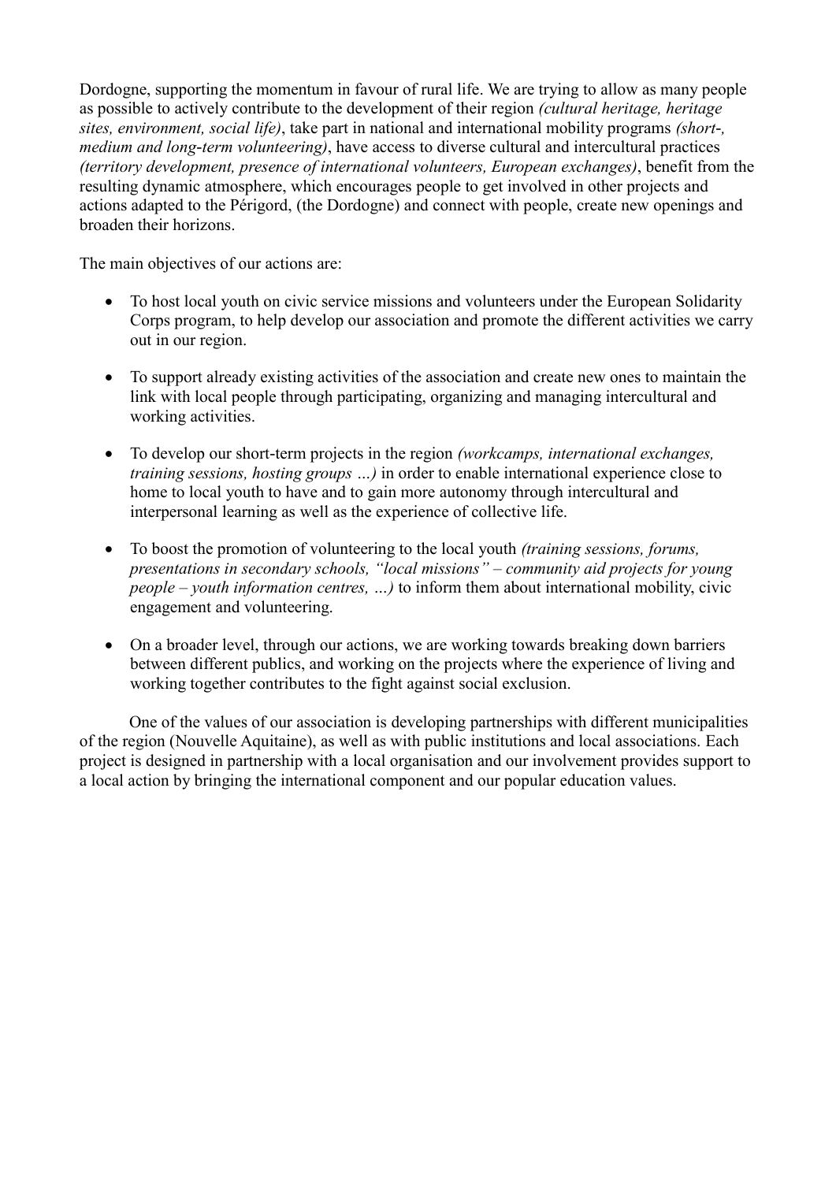Dordogne, supporting the momentum in favour of rural life. We are trying to allow as many people as possible to actively contribute to the development of their region *(cultural heritage, heritage sites, environment, social life)*, take part in national and international mobility programs *(short-, medium and long-term volunteering)*, have access to diverse cultural and intercultural practices *(territory development, presence of international volunteers, European exchanges)*, benefit from the resulting dynamic atmosphere, which encourages people to get involved in other projects and actions adapted to the Périgord, (the Dordogne) and connect with people, create new openings and broaden their horizons.

The main objectives of our actions are:

- To host local youth on civic service missions and volunteers under the European Solidarity Corps program, to help develop our association and promote the different activities we carry out in our region.
- To support already existing activities of the association and create new ones to maintain the link with local people through participating, organizing and managing intercultural and working activities.
- To develop our short-term projects in the region *(workcamps, international exchanges, training sessions, hosting groups …)* in order to enable international experience close to home to local youth to have and to gain more autonomy through intercultural and interpersonal learning as well as the experience of collective life.
- To boost the promotion of volunteering to the local youth *(training sessions, forums, presentations in secondary schools, "local missions" – community aid projects for young people – youth information centres, …)* to inform them about international mobility, civic engagement and volunteering.
- On a broader level, through our actions, we are working towards breaking down barriers between different publics, and working on the projects where the experience of living and working together contributes to the fight against social exclusion.

One of the values of our association is developing partnerships with different municipalities of the region (Nouvelle Aquitaine), as well as with public institutions and local associations. Each project is designed in partnership with a local organisation and our involvement provides support to a local action by bringing the international component and our popular education values.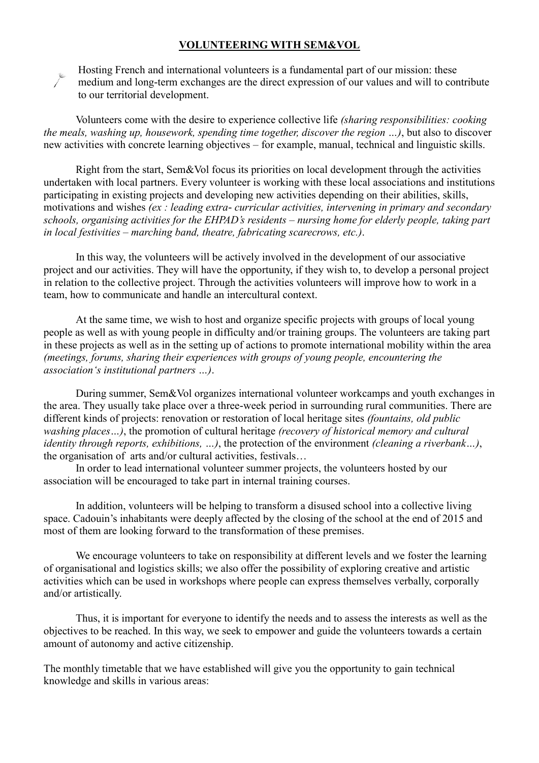## **VOLUNTEERING WITH SEM&VOL**

Hosting French and international volunteers is a fundamental part of our mission: these medium and long-term exchanges are the direct expression of our values and will to contribute to our territorial development.

Volunteers come with the desire to experience collective life *(sharing responsibilities: cooking the meals, washing up, housework, spending time together, discover the region …)*, but also to discover new activities with concrete learning objectives – for example, manual, technical and linguistic skills.

Right from the start, Sem&Vol focus its priorities on local development through the activities undertaken with local partners. Every volunteer is working with these local associations and institutions participating in existing projects and developing new activities depending on their abilities, skills, motivations and wishes *(ex : leading extra- curricular activities, intervening in primary and secondary schools, organising activities for the EHPAD's residents – nursing home for elderly people, taking part in local festivities – marching band, theatre, fabricating scarecrows, etc.)*.

In this way, the volunteers will be actively involved in the development of our associative project and our activities. They will have the opportunity, if they wish to, to develop a personal project in relation to the collective project. Through the activities volunteers will improve how to work in a team, how to communicate and handle an intercultural context.

At the same time, we wish to host and organize specific projects with groups of local young people as well as with young people in difficulty and/or training groups. The volunteers are taking part in these projects as well as in the setting up of actions to promote international mobility within the area *(meetings, forums, sharing their experiences with groups of young people, encountering the association's institutional partners …)*.

During summer, Sem&Vol organizes international volunteer workcamps and youth exchanges in the area. They usually take place over a three-week period in surrounding rural communities. There are different kinds of projects: renovation or restoration of local heritage sites *(fountains, old public washing places…)*, the promotion of cultural heritage *(recovery of historical memory and cultural identity through reports, exhibitions, …)*, the protection of the environment *(cleaning a riverbank…)*, the organisation of arts and/or cultural activities, festivals…

In order to lead international volunteer summer projects, the volunteers hosted by our association will be encouraged to take part in internal training courses.

In addition, volunteers will be helping to transform a disused school into a collective living space. Cadouin's inhabitants were deeply affected by the closing of the school at the end of 2015 and most of them are looking forward to the transformation of these premises.

We encourage volunteers to take on responsibility at different levels and we foster the learning of organisational and logistics skills; we also offer the possibility of exploring creative and artistic activities which can be used in workshops where people can express themselves verbally, corporally and/or artistically.

Thus, it is important for everyone to identify the needs and to assess the interests as well as the objectives to be reached. In this way, we seek to empower and guide the volunteers towards a certain amount of autonomy and active citizenship.

The monthly timetable that we have established will give you the opportunity to gain technical knowledge and skills in various areas: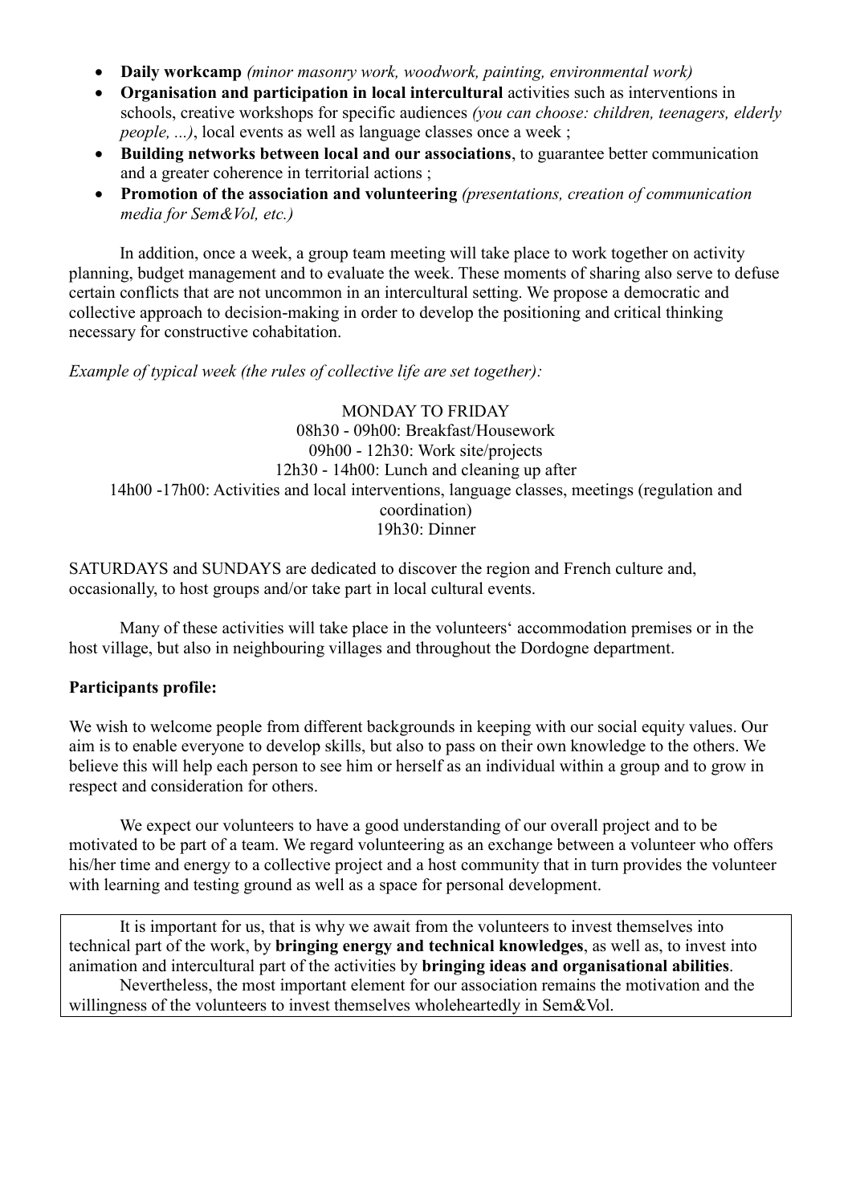- **Daily workcamp** *(minor masonry work, woodwork, painting, environmental work)*
- **Organisation and participation in local intercultural** activities such as interventions in schools, creative workshops for specific audiences *(you can choose: children, teenagers, elderly people, ...)*, local events as well as language classes once a week ;
- **Building networks between local and our associations**, to guarantee better communication and a greater coherence in territorial actions ;
- **Promotion of the association and volunteering** *(presentations, creation of communication media for Sem&Vol, etc.)*

In addition, once a week, a group team meeting will take place to work together on activity planning, budget management and to evaluate the week. These moments of sharing also serve to defuse certain conflicts that are not uncommon in an intercultural setting. We propose a democratic and collective approach to decision-making in order to develop the positioning and critical thinking necessary for constructive cohabitation.

*Example of typical week (the rules of collective life are set together):*

MONDAY TO FRIDAY
08h30 - 09h00: Breakfast/Housework
09h00 - 12h30: Work site/projects
12h30 - 14h00: Lunch and cleaning up after
14h00 -17h00: Activities and local interventions, language classes, meetings (regulation and coordination)
19h30: Dinner

SATURDAYS and SUNDAYS are dedicated to discover the region and French culture and, occasionally, to host groups and/or take part in local cultural events.

Many of these activities will take place in the volunteers' accommodation premises or in the host village, but also in neighbouring villages and throughout the Dordogne department.

**Participants profile:**

We wish to welcome people from different backgrounds in keeping with our social equity values. Our aim is to enable everyone to develop skills, but also to pass on their own knowledge to the others. We believe this will help each person to see him or herself as an individual within a group and to grow in respect and consideration for others.

We expect our volunteers to have a good understanding of our overall project and to be motivated to be part of a team. We regard volunteering as an exchange between a volunteer who offers his/her time and energy to a collective project and a host community that in turn provides the volunteer with learning and testing ground as well as a space for personal development.

It is important for us, that is why we await from the volunteers to invest themselves into technical part of the work, by **bringing energy and technical knowledges**, as well as, to invest into animation and intercultural part of the activities by **bringing ideas and organisational abilities**.

Nevertheless, the most important element for our association remains the motivation and the willingness of the volunteers to invest themselves wholeheartedly in Sem&Vol.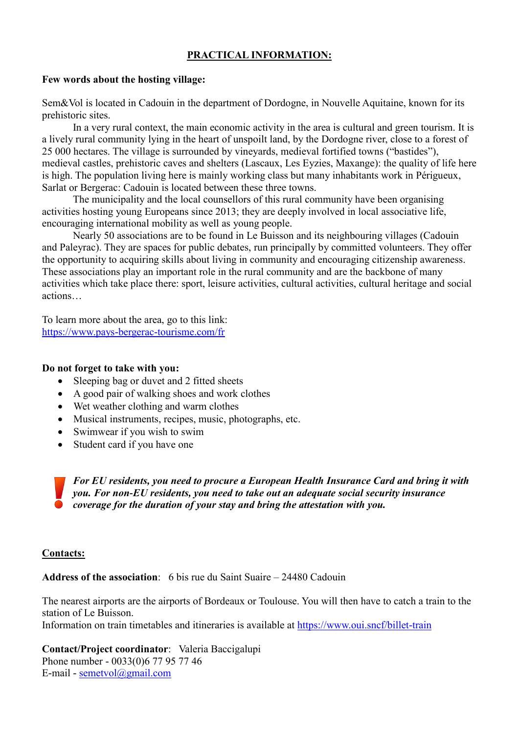## PRACTICAL INFORMATION:

**Few words about the hosting village:**

Sem&Vol is located in Cadouin in the department of Dordogne, in Nouvelle Aquitaine, known for its prehistoric sites.

In a very rural context, the main economic activity in the area is cultural and green tourism. It is a lively rural community lying in the heart of unspoilt land, by the Dordogne river, close to a forest of 25 000 hectares. The village is surrounded by vineyards, medieval fortified towns ("bastides"), medieval castles, prehistoric caves and shelters (Lascaux, Les Eyzies, Maxange): the quality of life here is high. The population living here is mainly working class but many inhabitants work in Périgueux, Sarlat or Bergerac: Cadouin is located between these three towns.

The municipality and the local counsellors of this rural community have been organising activities hosting young Europeans since 2013; they are deeply involved in local associative life, encouraging international mobility as well as young people.

Nearly 50 associations are to be found in Le Buisson and its neighbouring villages (Cadouin and Paleyrac). They are spaces for public debates, run principally by committed volunteers. They offer the opportunity to acquiring skills about living in community and encouraging citizenship awareness. These associations play an important role in the rural community and are the backbone of many activities which take place there: sport, leisure activities, cultural activities, cultural heritage and social actions…

To learn more about the area, go to this link:
https://www.pays-bergerac-tourisme.com/fr

**Do not forget to take with you:**

- Sleeping bag or duvet and 2 fitted sheets
- A good pair of walking shoes and work clothes
- Wet weather clothing and warm clothes
- Musical instruments, recipes, music, photographs, etc.
- Swimwear if you wish to swim
- Student card if you have one

**!** ***For EU residents, you need to procure a European Health Insurance Card and bring it with you. For non-EU residents, you need to take out an adequate social security insurance coverage for the duration of your stay and bring the attestation with you.***

## Contacts:

**Address of the association**: 6 bis rue du Saint Suaire – 24480 Cadouin

The nearest airports are the airports of Bordeaux or Toulouse. You will then have to catch a train to the station of Le Buisson.
Information on train timetables and itineraries is available at https://www.oui.sncf/billet-train

**Contact/Project coordinator**: Valeria Baccigalupi
Phone number - 0033(0)6 77 95 77 46
E-mail - semetvol@gmail.com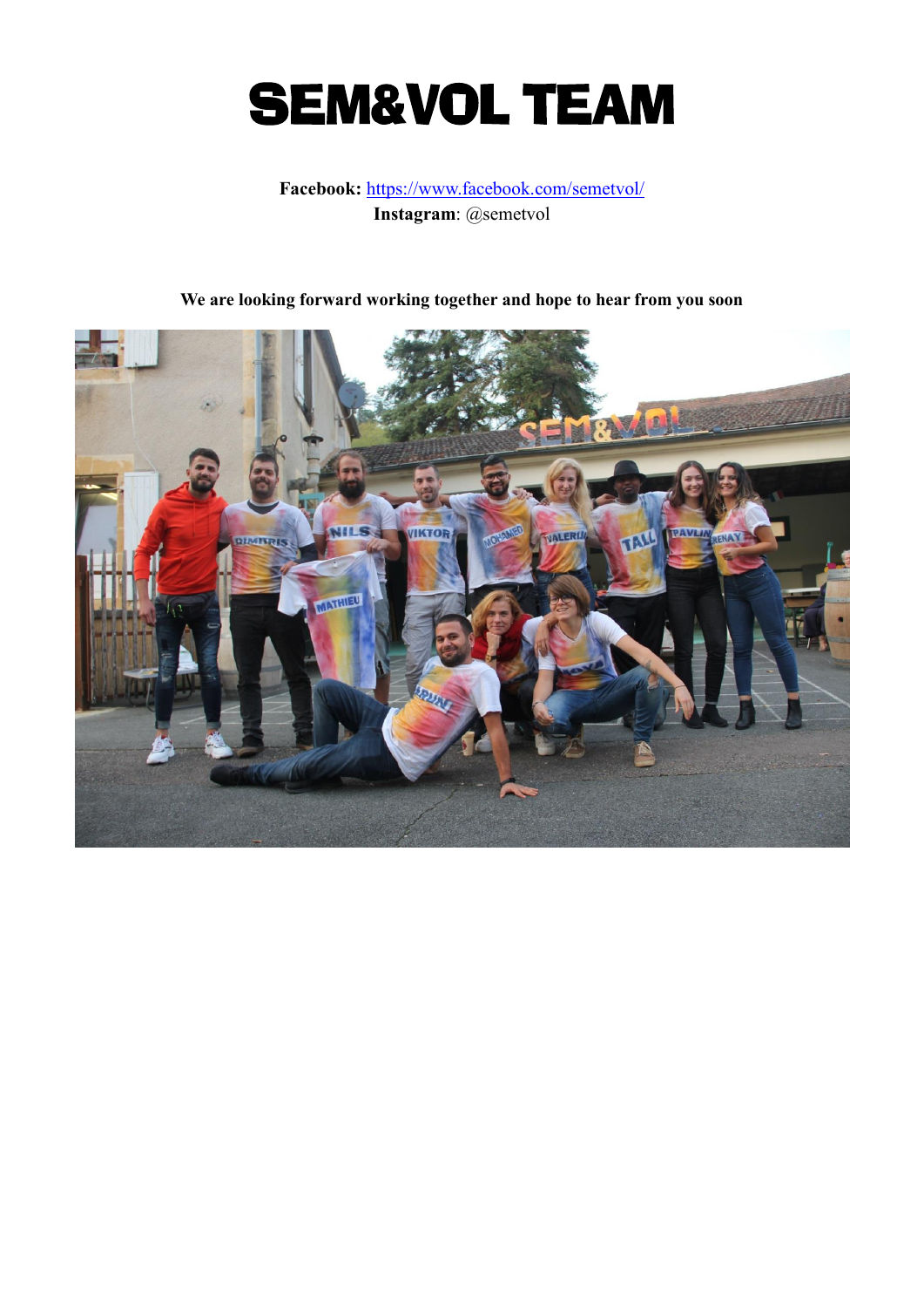# SEM&VOL TEAM

**Facebook:** https://www.facebook.com/semetvol/
**Instagram**: @semetvol

**We are looking forward working together and hope to hear from you soon**